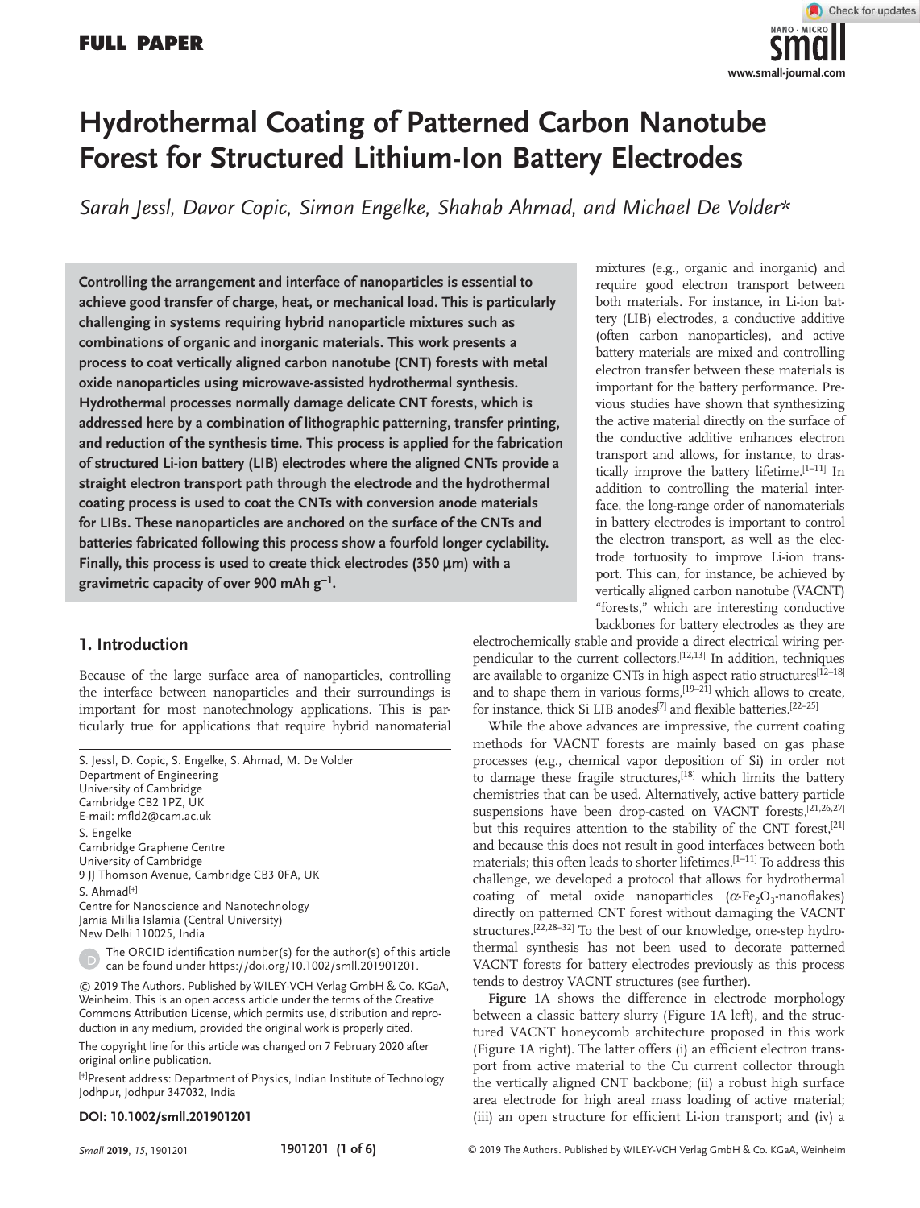# Hydrothermal Coating of Patterned Carbon Nanotube Forest for Structured Lithium-Ion Battery Electrodes

*Sarah Jessl, Davor Copic, Simon Engelke, Shahab Ahmad, and Michael De Volder\**

**Controlling the arrangement and interface of nanoparticles is essential to achieve good transfer of charge, heat, or mechanical load. This is particularly challenging in systems requiring hybrid nanoparticle mixtures such as combinations of organic and inorganic materials. This work presents a process to coat vertically aligned carbon nanotube (CNT) forests with metal oxide nanoparticles using microwave-assisted hydrothermal synthesis. Hydrothermal processes normally damage delicate CNT forests, which is addressed here by a combination of lithographic patterning, transfer printing, and reduction of the synthesis time. This process is applied for the fabrication of structured Li-ion battery (LIB) electrodes where the aligned CNTs provide a straight electron transport path through the electrode and the hydrothermal coating process is used to coat the CNTs with conversion anode materials for LIBs. These nanoparticles are anchored on the surface of the CNTs and batteries fabricated following this process show a fourfold longer cyclability. Finally, this process is used to create thick electrodes (350 µm) with a gravimetric capacity of over 900 mAh g$^{-1}$.**

## 1. Introduction

Because of the large surface area of nanoparticles, controlling the interface between nanoparticles and their surroundings is important for most nanotechnology applications. This is particularly true for applications that require hybrid nanomaterial mixtures (e.g., organic and inorganic) and require good electron transport between both materials. For instance, in Li-ion battery (LIB) electrodes, a conductive additive (often carbon nanoparticles), and active battery materials are mixed and controlling electron transfer between these materials is important for the battery performance. Previous studies have shown that synthesizing the active material directly on the surface of the conductive additive enhances electron transport and allows, for instance, to drastically improve the battery lifetime.[1–11] In addition to controlling the material interface, the long-range order of nanomaterials in battery electrodes is important to control the electron transport, as well as the electrode tortuosity to improve Li-ion transport. This can, for instance, be achieved by vertically aligned carbon nanotube (VACNT) "forests," which are interesting conductive backbones for battery electrodes as they are electrochemically stable and provide a direct electrical wiring perpendicular to the current collectors.[12,13] In addition, techniques are available to organize CNTs in high aspect ratio structures[12–18] and to shape them in various forms,[19–21] which allows to create, for instance, thick Si LIB anodes[7] and flexible batteries.[22–25]

While the above advances are impressive, the current coating methods for VACNT forests are mainly based on gas phase processes (e.g., chemical vapor deposition of Si) in order not to damage these fragile structures,[18] which limits the battery chemistries that can be used. Alternatively, active battery particle suspensions have been drop-casted on VACNT forests,[21,26,27] but this requires attention to the stability of the CNT forest,[21] and because this does not result in good interfaces between both materials; this often leads to shorter lifetimes.[1–11] To address this challenge, we developed a protocol that allows for hydrothermal coating of metal oxide nanoparticles ($\alpha$-$Fe_2O_3$-nanoflakes) directly on patterned CNT forest without damaging the VACNT structures.[22,28–32] To the best of our knowledge, one-step hydrothermal synthesis has not been used to decorate patterned VACNT forests for battery electrodes previously as this process tends to destroy VACNT structures (see further).

**Figure 1**A shows the difference in electrode morphology between a classic battery slurry (Figure 1A left), and the structured VACNT honeycomb architecture proposed in this work (Figure 1A right). The latter offers (i) an efficient electron transport from active material to the Cu current collector through the vertically aligned CNT backbone; (ii) a robust high surface area electrode for high areal mass loading of active material; (iii) an open structure for efficient Li-ion transport; and (iv) a

S. Jessl, D. Copic, S. Engelke, S. Ahmad, M. De Volder
Department of Engineering
University of Cambridge
Cambridge CB2 1PZ, UK
E-mail: mfld2@cam.ac.uk

S. Engelke
Cambridge Graphene Centre
University of Cambridge
9 JJ Thomson Avenue, Cambridge CB3 0FA, UK

S. Ahmad[+]
Centre for Nanoscience and Nanotechnology
Jamia Millia Islamia (Central University)
New Delhi 110025, India

The ORCID identification number(s) for the author(s) of this article can be found under https://doi.org/10.1002/smll.201901201.

© 2019 The Authors. Published by WILEY-VCH Verlag GmbH & Co. KGaA, Weinheim. This is an open access article under the terms of the Creative Commons Attribution License, which permits use, distribution and reproduction in any medium, provided the original work is properly cited.

The copyright line for this article was changed on 7 February 2020 after original online publication.

[+]Present address: Department of Physics, Indian Institute of Technology Jodhpur, Jodhpur 347032, India

**DOI: 10.1002/smll.201901201**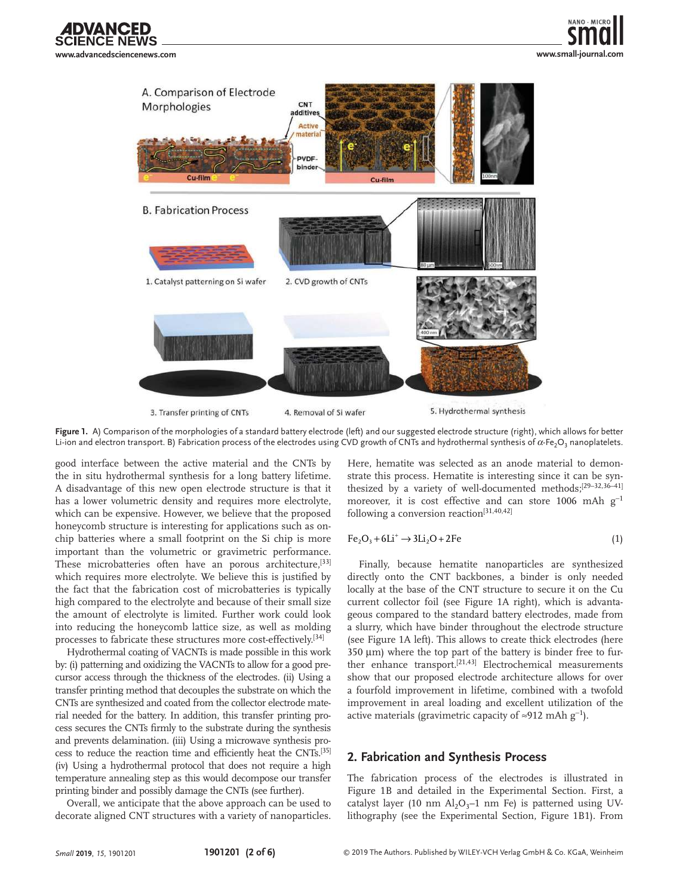**Figure 1.** A) Comparison of the morphologies of a standard battery electrode (left) and our suggested electrode structure (right), which allows for better Li-ion and electron transport. B) Fabrication process of the electrodes using CVD growth of CNTs and hydrothermal synthesis of $\alpha$-$Fe_2O_3$ nanoplatelets.

good interface between the active material and the CNTs by the in situ hydrothermal synthesis for a long battery lifetime. A disadvantage of this new open electrode structure is that it has a lower volumetric density and requires more electrolyte, which can be expensive. However, we believe that the proposed honeycomb structure is interesting for applications such as on-chip batteries where a small footprint on the Si chip is more important than the volumetric or gravimetric performance. These microbatteries often have an porous architecture,[33] which requires more electrolyte. We believe this is justified by the fact that the fabrication cost of microbatteries is typically high compared to the electrolyte and because of their small size the amount of electrolyte is limited. Further work could look into reducing the honeycomb lattice size, as well as molding processes to fabricate these structures more cost-effectively.[34]

Hydrothermal coating of VACNTs is made possible in this work by: (i) patterning and oxidizing the VACNTs to allow for a good precursor access through the thickness of the electrodes. (ii) Using a transfer printing method that decouples the substrate on which the CNTs are synthesized and coated from the collector electrode material needed for the battery. In addition, this transfer printing process secures the CNTs firmly to the substrate during the synthesis and prevents delamination. (iii) Using a microwave synthesis process to reduce the reaction time and efficiently heat the CNTs.[35] (iv) Using a hydrothermal protocol that does not require a high temperature annealing step as this would decompose our transfer printing binder and possibly damage the CNTs (see further).

Overall, we anticipate that the above approach can be used to decorate aligned CNT structures with a variety of nanoparticles. Here, hematite was selected as an anode material to demonstrate this process. Hematite is interesting since it can be synthesized by a variety of well-documented methods;[29–32,36–41] moreover, it is cost effective and can store 1006 mAh $g^{-1}$ following a conversion reaction[31,40,42]

$$Fe_2O_3 + 6Li^+ \rightarrow 3Li_2O + 2Fe \tag{1}$$

Finally, because hematite nanoparticles are synthesized directly onto the CNT backbones, a binder is only needed locally at the base of the CNT structure to secure it on the Cu current collector foil (see Figure 1A right), which is advantageous compared to the standard battery electrodes, made from a slurry, which have binder throughout the electrode structure (see Figure 1A left). This allows to create thick electrodes (here 350 µm) where the top part of the battery is binder free to further enhance transport.[21,43] Electrochemical measurements show that our proposed electrode architecture allows for over a fourfold improvement in lifetime, combined with a twofold improvement in areal loading and excellent utilization of the active materials (gravimetric capacity of ≈912 mAh $g^{-1}$).

## 2. Fabrication and Synthesis Process

The fabrication process of the electrodes is illustrated in Figure 1B and detailed in the Experimental Section. First, a catalyst layer (10 nm $Al_2O_3$–1 nm Fe) is patterned using UV-lithography (see the Experimental Section, Figure 1B1). From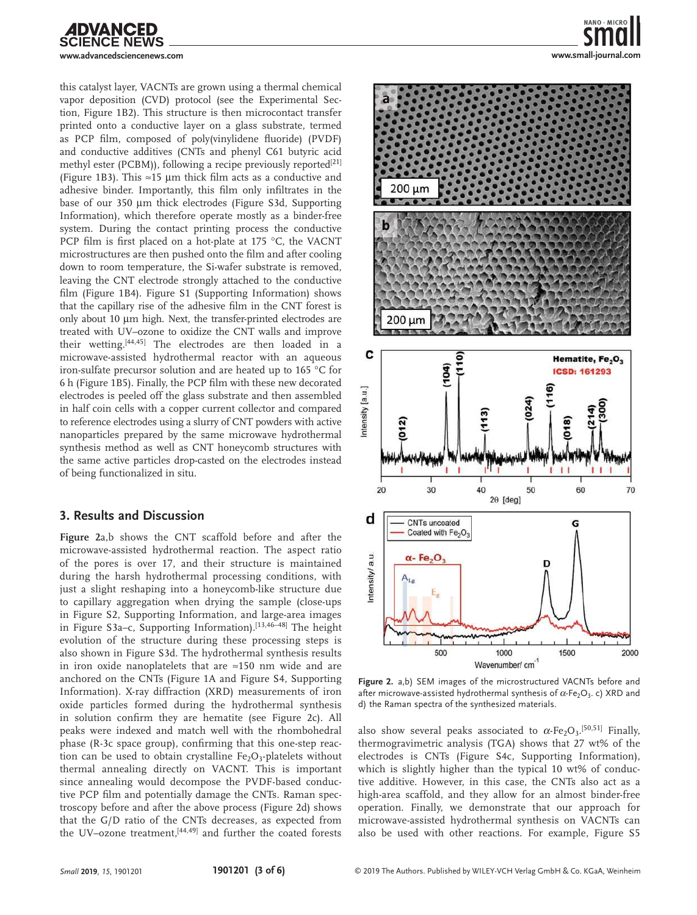this catalyst layer, VACNTs are grown using a thermal chemical vapor deposition (CVD) protocol (see the Experimental Section, Figure 1B2). This structure is then microcontact transfer printed onto a conductive layer on a glass substrate, termed as PCP film, composed of poly(vinylidene fluoride) (PVDF) and conductive additives (CNTs and phenyl C61 butyric acid methyl ester (PCBM)), following a recipe previously reported[21] (Figure 1B3). This ≈15 µm thick film acts as a conductive and adhesive binder. Importantly, this film only infiltrates in the base of our 350 µm thick electrodes (Figure S3d, Supporting Information), which therefore operate mostly as a binder-free system. During the contact printing process the conductive PCP film is first placed on a hot-plate at 175 °C, the VACNT microstructures are then pushed onto the film and after cooling down to room temperature, the Si-wafer substrate is removed, leaving the CNT electrode strongly attached to the conductive film (Figure 1B4). Figure S1 (Supporting Information) shows that the capillary rise of the adhesive film in the CNT forest is only about 10 µm high. Next, the transfer-printed electrodes are treated with UV–ozone to oxidize the CNT walls and improve their wetting.[44,45] The electrodes are then loaded in a microwave-assisted hydrothermal reactor with an aqueous iron-sulfate precursor solution and are heated up to 165 °C for 6 h (Figure 1B5). Finally, the PCP film with these new decorated electrodes is peeled off the glass substrate and then assembled in half coin cells with a copper current collector and compared to reference electrodes using a slurry of CNT powders with active nanoparticles prepared by the same microwave hydrothermal synthesis method as well as CNT honeycomb structures with the same active particles drop-casted on the electrodes instead of being functionalized in situ.

## 3. Results and Discussion

**Figure 2**a,b shows the CNT scaffold before and after the microwave-assisted hydrothermal reaction. The aspect ratio of the pores is over 17, and their structure is maintained during the harsh hydrothermal processing conditions, with just a slight reshaping into a honeycomb-like structure due to capillary aggregation when drying the sample (close-ups in Figure S2, Supporting Information, and large-area images in Figure S3a–c, Supporting Information).[13,46–48] The height evolution of the structure during these processing steps is also shown in Figure S3d. The hydrothermal synthesis results in iron oxide nanoplatelets that are ≈150 nm wide and are anchored on the CNTs (Figure 1A and Figure S4, Supporting Information). X-ray diffraction (XRD) measurements of iron oxide particles formed during the hydrothermal synthesis in solution confirm they are hematite (see Figure 2c). All peaks were indexed and match well with the rhombohedral phase (R-3c space group), confirming that this one-step reaction can be used to obtain crystalline $Fe_2O_3$-platelets without thermal annealing directly on VACNT. This is important since annealing would decompose the PVDF-based conductive PCP film and potentially damage the CNTs. Raman spectroscopy before and after the above process (Figure 2d) shows that the G/D ratio of the CNTs decreases, as expected from the UV–ozone treatment,[44,49] and further the coated forests also show several peaks associated to $\alpha$-$Fe_2O_3$.[50,51] Finally, thermogravimetric analysis (TGA) shows that 27 wt% of the electrodes is CNTs (Figure S4c, Supporting Information), which is slightly higher than the typical 10 wt% of conductive additive. However, in this case, the CNTs also act as a high-area scaffold, and they allow for an almost binder-free operation. Finally, we demonstrate that our approach for microwave-assisted hydrothermal synthesis on VACNTs can also be used with other reactions. For example, Figure S5

**Figure 2.** a,b) SEM images of the microstructured VACNTs before and after microwave-assisted hydrothermal synthesis of $\alpha$-$Fe_2O_3$. c) XRD and d) the Raman spectra of the synthesized materials.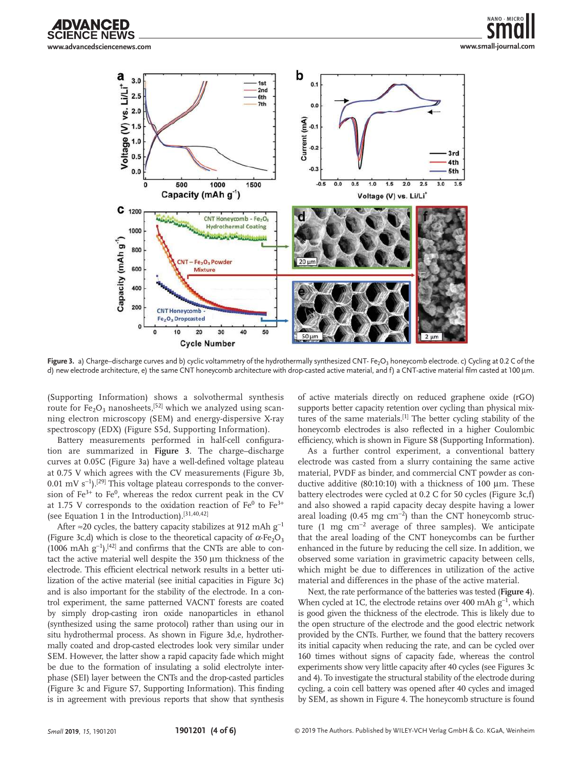Figure 3. a) Charge–discharge curves and b) cyclic voltammetry of the hydrothermally synthesized CNT- $Fe_2O_3$ honeycomb electrode. c) Cycling at 0.2 C of the d) new electrode architecture, e) the same CNT honeycomb architecture with drop-casted active material, and f) a CNT-active material film casted at 100 µm.

(Supporting Information) shows a solvothermal synthesis route for $Fe_2O_3$ nanosheets,[52] which we analyzed using scanning electron microscopy (SEM) and energy-dispersive X-ray spectroscopy (EDX) (Figure S5d, Supporting Information).

Battery measurements performed in half-cell configuration are summarized in **Figure 3**. The charge–discharge curves at 0.05C (Figure 3a) have a well-defined voltage plateau at 0.75 V which agrees with the CV measurements (Figure 3b, 0.01 mV $s^{-1}$).[29] This voltage plateau corresponds to the conversion of $Fe^{3+}$ to $Fe^0$, whereas the redox current peak in the CV at 1.75 V corresponds to the oxidation reaction of $Fe^0$ to $Fe^{3+}$ (see Equation 1 in the Introduction).[31,40,42]

After ≈20 cycles, the battery capacity stabilizes at 912 mAh $g^{-1}$ (Figure 3c,d) which is close to the theoretical capacity of $\alpha$-$Fe_2O_3$ (1006 mAh $g^{-1}$),[42] and confirms that the CNTs are able to contact the active material well despite the 350 µm thickness of the electrode. This efficient electrical network results in a better utilization of the active material (see initial capacities in Figure 3c) and is also important for the stability of the electrode. In a control experiment, the same patterned VACNT forests are coated by simply drop-casting iron oxide nanoparticles in ethanol (synthesized using the same protocol) rather than using our in situ hydrothermal process. As shown in Figure 3d,e, hydrothermally coated and drop-casted electrodes look very similar under SEM. However, the latter show a rapid capacity fade which might be due to the formation of insulating a solid electrolyte interphase (SEI) layer between the CNTs and the drop-casted particles (Figure 3c and Figure S7, Supporting Information). This finding is in agreement with previous reports that show that synthesis of active materials directly on reduced graphene oxide (rGO) supports better capacity retention over cycling than physical mixtures of the same materials.[1] The better cycling stability of the honeycomb electrodes is also reflected in a higher Coulombic efficiency, which is shown in Figure S8 (Supporting Information).

As a further control experiment, a conventional battery electrode was casted from a slurry containing the same active material, PVDF as binder, and commercial CNT powder as conductive additive (80:10:10) with a thickness of 100 µm. These battery electrodes were cycled at 0.2 C for 50 cycles (Figure 3c,f) and also showed a rapid capacity decay despite having a lower areal loading (0.45 mg $cm^{-2}$) than the CNT honeycomb structure (1 mg $cm^{-2}$ average of three samples). We anticipate that the areal loading of the CNT honeycombs can be further enhanced in the future by reducing the cell size. In addition, we observed some variation in gravimetric capacity between cells, which might be due to differences in utilization of the active material and differences in the phase of the active material.

Next, the rate performance of the batteries was tested (**Figure 4**). When cycled at 1C, the electrode retains over 400 mAh $g^{-1}$, which is good given the thickness of the electrode. This is likely due to the open structure of the electrode and the good electric network provided by the CNTs. Further, we found that the battery recovers its initial capacity when reducing the rate, and can be cycled over 160 times without signs of capacity fade, whereas the control experiments show very little capacity after 40 cycles (see Figures 3c and 4). To investigate the structural stability of the electrode during cycling, a coin cell battery was opened after 40 cycles and imaged by SEM, as shown in Figure 4. The honeycomb structure is found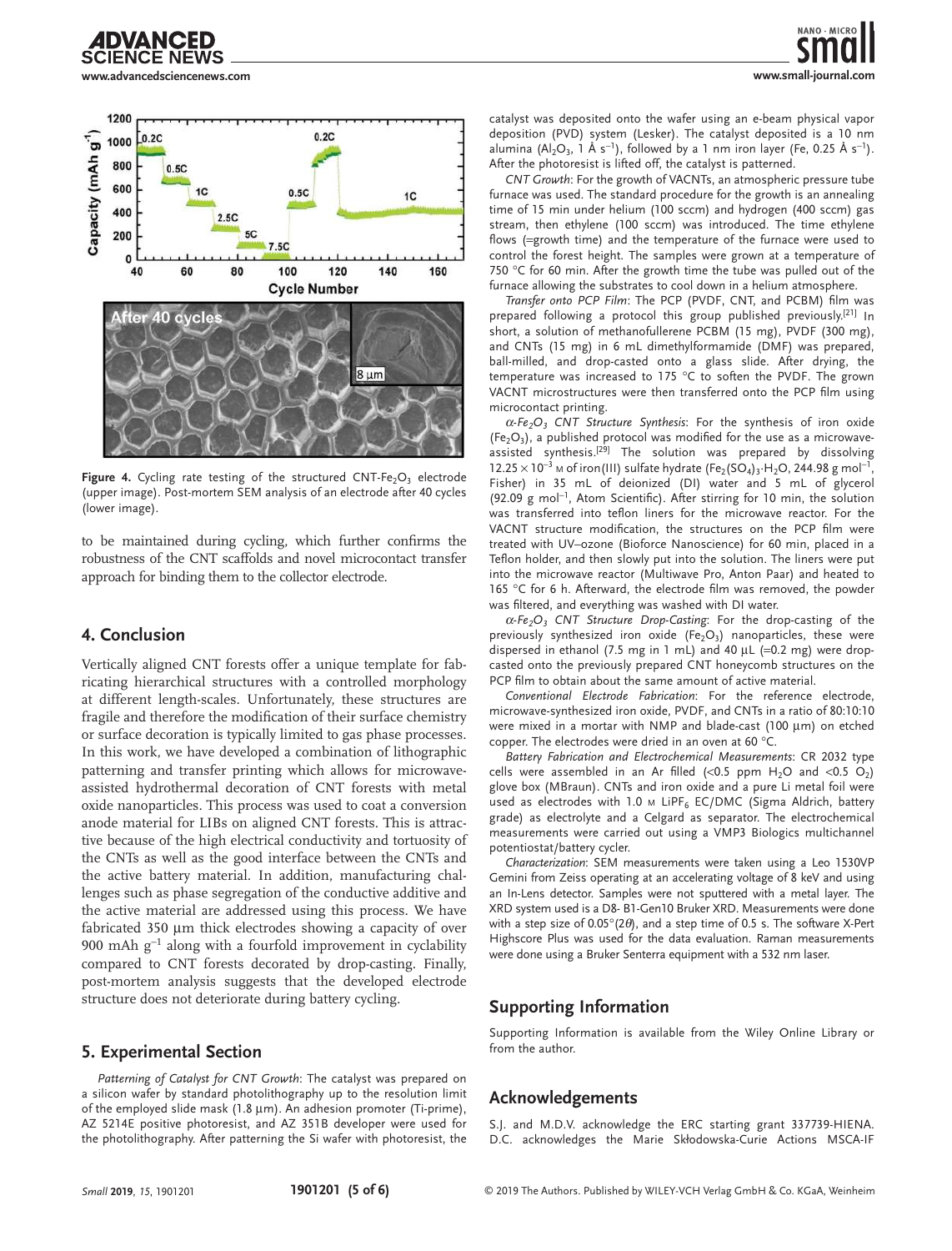Figure 4. Cycling rate testing of the structured CNT-$Fe_2O_3$ electrode (upper image). Post-mortem SEM analysis of an electrode after 40 cycles (lower image).

to be maintained during cycling, which further confirms the robustness of the CNT scaffolds and novel microcontact transfer approach for binding them to the collector electrode.

## 4. Conclusion

Vertically aligned CNT forests offer a unique template for fabricating hierarchical structures with a controlled morphology at different length-scales. Unfortunately, these structures are fragile and therefore the modification of their surface chemistry or surface decoration is typically limited to gas phase processes. In this work, we have developed a combination of lithographic patterning and transfer printing which allows for microwave-assisted hydrothermal decoration of CNT forests with metal oxide nanoparticles. This process was used to coat a conversion anode material for LIBs on aligned CNT forests. This is attractive because of the high electrical conductivity and tortuosity of the CNTs as well as the good interface between the CNTs and the active battery material. In addition, manufacturing challenges such as phase segregation of the conductive additive and the active material are addressed using this process. We have fabricated 350 µm thick electrodes showing a capacity of over 900 mAh $g^{-1}$ along with a fourfold improvement in cyclability compared to CNT forests decorated by drop-casting. Finally, post-mortem analysis suggests that the developed electrode structure does not deteriorate during battery cycling.

## 5. Experimental Section

*Patterning of Catalyst for CNT Growth*: The catalyst was prepared on a silicon wafer by standard photolithography up to the resolution limit of the employed slide mask (1.8 µm). An adhesion promoter (Ti-prime), AZ 5214E positive photoresist, and AZ 351B developer were used for the photolithography. After patterning the Si wafer with photoresist, the catalyst was deposited onto the wafer using an e-beam physical vapor deposition (PVD) system (Lesker). The catalyst deposited is a 10 nm alumina ($Al_2O_3$, 1 Å $s^{-1}$), followed by a 1 nm iron layer (Fe, 0.25 Å $s^{-1}$). After the photoresist is lifted off, the catalyst is patterned.

*CNT Growth*: For the growth of VACNTs, an atmospheric pressure tube furnace was used. The standard procedure for the growth is an annealing time of 15 min under helium (100 sccm) and hydrogen (400 sccm) gas stream, then ethylene (100 sccm) was introduced. The time ethylene flows (=growth time) and the temperature of the furnace were used to control the forest height. The samples were grown at a temperature of 750 °C for 60 min. After the growth time the tube was pulled out of the furnace allowing the substrates to cool down in a helium atmosphere.

*Transfer onto PCP Film*: The PCP (PVDF, CNT, and PCBM) film was prepared following a protocol this group published previously.[21] In short, a solution of methanofullerene PCBM (15 mg), PVDF (300 mg), and CNTs (15 mg) in 6 mL dimethylformamide (DMF) was prepared, ball-milled, and drop-casted onto a glass slide. After drying, the temperature was increased to 175 °C to soften the PVDF. The grown VACNT microstructures were then transferred onto the PCP film using microcontact printing.

*$\alpha$-$Fe_2O_3$ CNT Structure Synthesis*: For the synthesis of iron oxide ($Fe_2O_3$), a published protocol was modified for the use as a microwave-assisted synthesis.[29] The solution was prepared by dissolving $12.25 \times 10^{-3}$ M of iron(III) sulfate hydrate ($Fe_2(SO_4)_3{\cdot}H_2O$, 244.98 g $mol^{-1}$, Fisher) in 35 mL of deionized (DI) water and 5 mL of glycerol (92.09 g $mol^{-1}$, Atom Scientific). After stirring for 10 min, the solution was transferred into teflon liners for the microwave reactor. For the VACNT structure modification, the structures on the PCP film were treated with UV–ozone (Bioforce Nanoscience) for 60 min, placed in a Teflon holder, and then slowly put into the solution. The liners were put into the microwave reactor (Multiwave Pro, Anton Paar) and heated to 165 °C for 6 h. Afterward, the electrode film was removed, the powder was filtered, and everything was washed with DI water.

*$\alpha$-$Fe_2O_3$ CNT Structure Drop-Casting*: For the drop-casting of the previously synthesized iron oxide ($Fe_2O_3$) nanoparticles, these were dispersed in ethanol (7.5 mg in 1 mL) and 40 µL (≈0.2 mg) were drop-casted onto the previously prepared CNT honeycomb structures on the PCP film to obtain about the same amount of active material.

*Conventional Electrode Fabrication*: For the reference electrode, microwave-synthesized iron oxide, PVDF, and CNTs in a ratio of 80:10:10 were mixed in a mortar with NMP and blade-cast (100 µm) on etched copper. The electrodes were dried in an oven at 60 °C.

*Battery Fabrication and Electrochemical Measurements*: CR 2032 type cells were assembled in an Ar filled (<0.5 ppm $H_2O$ and <0.5 $O_2$) glove box (MBraun). CNTs and iron oxide and a pure Li metal foil were used as electrodes with 1.0 M $LiPF_6$ EC/DMC (Sigma Aldrich, battery grade) as electrolyte and a Celgard as separator. The electrochemical measurements were carried out using a VMP3 Biologics multichannel potentiostat/battery cycler.

*Characterization*: SEM measurements were taken using a Leo 1530VP Gemini from Zeiss operating at an accelerating voltage of 8 keV and using an In-Lens detector. Samples were not sputtered with a metal layer. The XRD system used is a D8- B1-Gen10 Bruker XRD. Measurements were done with a step size of 0.05°(2$\theta$), and a step time of 0.5 s. The software X-Pert Highscore Plus was used for the data evaluation. Raman measurements were done using a Bruker Senterra equipment with a 532 nm laser.

## Supporting Information

Supporting Information is available from the Wiley Online Library or from the author.

## Acknowledgements

S.J. and M.D.V. acknowledge the ERC starting grant 337739-HIENA. D.C. acknowledges the Marie Skłodowska-Curie Actions MSCA-IF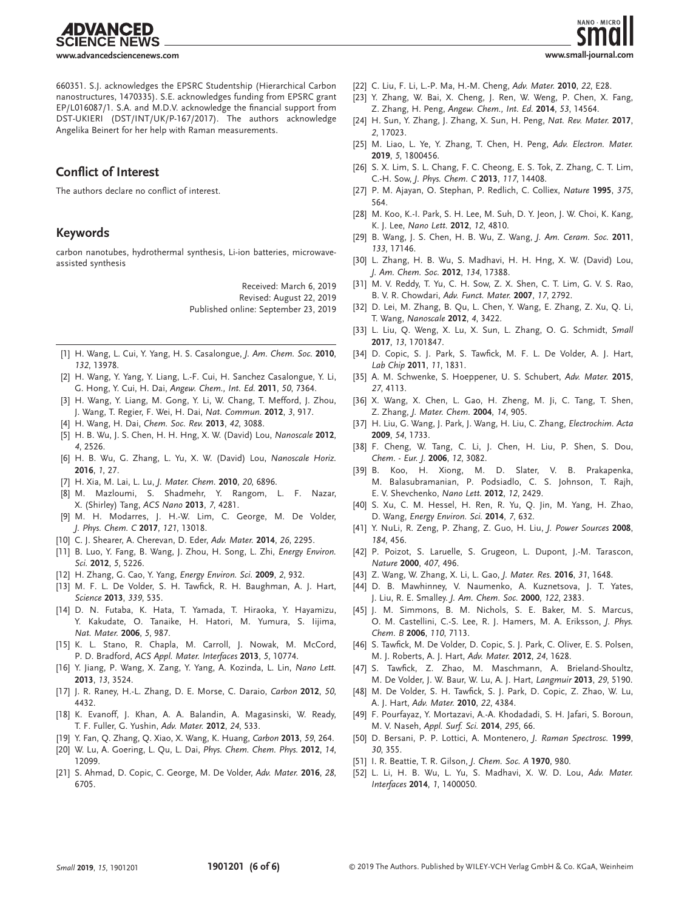660351. S.J. acknowledges the EPSRC Studentship (Hierarchical Carbon nanostructures, 1470335). S.E. acknowledges funding from EPSRC grant EP/L016087/1. S.A. and M.D.V. acknowledge the financial support from DST-UKIERI (DST/INT/UK/P-167/2017). The authors acknowledge Angelika Beinert for her help with Raman measurements.

## Conflict of Interest

The authors declare no conflict of interest.

## Keywords

carbon nanotubes, hydrothermal synthesis, Li-ion batteries, microwave-assisted synthesis

Received: March 6, 2019
Revised: August 22, 2019
Published online: September 23, 2019

[1] H. Wang, L. Cui, Y. Yang, H. S. Casalongue, *J. Am. Chem. Soc.* **2010**, *132*, 13978.
[2] H. Wang, Y. Yang, Y. Liang, L.-F. Cui, H. Sanchez Casalongue, Y. Li, G. Hong, Y. Cui, H. Dai, *Angew. Chem., Int. Ed.* **2011**, *50*, 7364.
[3] H. Wang, Y. Liang, M. Gong, Y. Li, W. Chang, T. Mefford, J. Zhou, J. Wang, T. Regier, F. Wei, H. Dai, *Nat. Commun.* **2012**, *3*, 917.
[4] H. Wang, H. Dai, *Chem. Soc. Rev.* **2013**, *42*, 3088.
[5] H. B. Wu, J. S. Chen, H. H. Hng, X. W. (David) Lou, *Nanoscale* **2012**, *4*, 2526.
[6] H. B. Wu, G. Zhang, L. Yu, X. W. (David) Lou, *Nanoscale Horiz.* **2016**, *1*, 27.
[7] H. Xia, M. Lai, L. Lu, *J. Mater. Chem.* **2010**, *20*, 6896.
[8] M. Mazloumi, S. Shadmehr, Y. Rangom, L. F. Nazar, X. (Shirley) Tang, *ACS Nano* **2013**, *7*, 4281.
[9] M. H. Modarres, J. H.-W. Lim, C. George, M. De Volder, *J. Phys. Chem. C* **2017**, *121*, 13018.
[10] C. J. Shearer, A. Cherevan, D. Eder, *Adv. Mater.* **2014**, *26*, 2295.
[11] B. Luo, Y. Fang, B. Wang, J. Zhou, H. Song, L. Zhi, *Energy Environ. Sci.* **2012**, *5*, 5226.
[12] H. Zhang, G. Cao, Y. Yang, *Energy Environ. Sci.* **2009**, *2*, 932.
[13] M. F. L. De Volder, S. H. Tawfick, R. H. Baughman, A. J. Hart, *Science* **2013**, *339*, 535.
[14] D. N. Futaba, K. Hata, T. Yamada, T. Hiraoka, Y. Hayamizu, Y. Kakudate, O. Tanaike, H. Hatori, M. Yumura, S. Iijima, *Nat. Mater.* **2006**, *5*, 987.
[15] K. L. Stano, R. Chapla, M. Carroll, J. Nowak, M. McCord, P. D. Bradford, *ACS Appl. Mater. Interfaces* **2013**, *5*, 10774.
[16] Y. Jiang, P. Wang, X. Zang, Y. Yang, A. Kozinda, L. Lin, *Nano Lett.* **2013**, *13*, 3524.
[17] J. R. Raney, H.-L. Zhang, D. E. Morse, C. Daraio, *Carbon* **2012**, *50*, 4432.
[18] K. Evanoff, J. Khan, A. A. Balandin, A. Magasinski, W. Ready, T. F. Fuller, G. Yushin, *Adv. Mater.* **2012**, *24*, 533.
[19] Y. Fan, Q. Zhang, Q. Xiao, X. Wang, K. Huang, *Carbon* **2013**, *59*, 264.
[20] W. Lu, A. Goering, L. Qu, L. Dai, *Phys. Chem. Chem. Phys.* **2012**, *14*, 12099.
[21] S. Ahmad, D. Copic, C. George, M. De Volder, *Adv. Mater.* **2016**, *28*, 6705.
[22] C. Liu, F. Li, L.-P. Ma, H.-M. Cheng, *Adv. Mater.* **2010**, *22*, E28.
[23] Y. Zhang, W. Bai, X. Cheng, J. Ren, W. Weng, P. Chen, X. Fang, Z. Zhang, H. Peng, *Angew. Chem., Int. Ed.* **2014**, *53*, 14564.
[24] H. Sun, Y. Zhang, J. Zhang, X. Sun, H. Peng, *Nat. Rev. Mater.* **2017**, *2*, 17023.
[25] M. Liao, L. Ye, Y. Zhang, T. Chen, H. Peng, *Adv. Electron. Mater.* **2019**, *5*, 1800456.
[26] S. X. Lim, S. L. Chang, F. C. Cheong, E. S. Tok, Z. Zhang, C. T. Lim, C.-H. Sow, *J. Phys. Chem. C* **2013**, *117*, 14408.
[27] P. M. Ajayan, O. Stephan, P. Redlich, C. Colliex, *Nature* **1995**, *375*, 564.
[28] M. Koo, K.-I. Park, S. H. Lee, M. Suh, D. Y. Jeon, J. W. Choi, K. Kang, K. J. Lee, *Nano Lett.* **2012**, *12*, 4810.
[29] B. Wang, J. S. Chen, H. B. Wu, Z. Wang, *J. Am. Ceram. Soc.* **2011**, *133*, 17146.
[30] L. Zhang, H. B. Wu, S. Madhavi, H. H. Hng, X. W. (David) Lou, *J. Am. Chem. Soc.* **2012**, *134*, 17388.
[31] M. V. Reddy, T. Yu, C. H. Sow, Z. X. Shen, C. T. Lim, G. V. S. Rao, B. V. R. Chowdari, *Adv. Funct. Mater.* **2007**, *17*, 2792.
[32] D. Lei, M. Zhang, B. Qu, L. Chen, Y. Wang, E. Zhang, Z. Xu, Q. Li, T. Wang, *Nanoscale* **2012**, *4*, 3422.
[33] L. Liu, Q. Weng, X. Lu, X. Sun, L. Zhang, O. G. Schmidt, *Small* **2017**, *13*, 1701847.
[34] D. Copic, S. J. Park, S. Tawfick, M. F. L. De Volder, A. J. Hart, *Lab Chip* **2011**, *11*, 1831.
[35] A. M. Schwenke, S. Hoeppener, U. S. Schubert, *Adv. Mater.* **2015**, *27*, 4113.
[36] X. Wang, X. Chen, L. Gao, H. Zheng, M. Ji, C. Tang, T. Shen, Z. Zhang, *J. Mater. Chem.* **2004**, *14*, 905.
[37] H. Liu, G. Wang, J. Park, J. Wang, H. Liu, C. Zhang, *Electrochim. Acta* **2009**, *54*, 1733.
[38] F. Cheng, W. Tang, C. Li, J. Chen, H. Liu, P. Shen, S. Dou, *Chem. - Eur. J.* **2006**, *12*, 3082.
[39] B. Koo, H. Xiong, M. D. Slater, V. B. Prakapenka, M. Balasubramanian, P. Podsiadlo, C. S. Johnson, T. Rajh, E. V. Shevchenko, *Nano Lett.* **2012**, *12*, 2429.
[40] S. Xu, C. M. Hessel, H. Ren, R. Yu, Q. Jin, M. Yang, H. Zhao, D. Wang, *Energy Environ. Sci.* **2014**, *7*, 632.
[41] Y. NuLi, R. Zeng, P. Zhang, Z. Guo, H. Liu, *J. Power Sources* **2008**, *184*, 456.
[42] P. Poizot, S. Laruelle, S. Grugeon, L. Dupont, J.-M. Tarascon, *Nature* **2000**, *407*, 496.
[43] Z. Wang, W. Zhang, X. Li, L. Gao, *J. Mater. Res.* **2016**, *31*, 1648.
[44] D. B. Mawhinney, V. Naumenko, A. Kuznetsova, J. T. Yates, J. Liu, R. E. Smalley, *J. Am. Chem. Soc.* **2000**, *122*, 2383.
[45] J. M. Simmons, B. M. Nichols, S. E. Baker, M. S. Marcus, O. M. Castellini, C.-S. Lee, R. J. Hamers, M. A. Eriksson, *J. Phys. Chem. B* **2006**, *110*, 7113.
[46] S. Tawfick, M. De Volder, D. Copic, S. J. Park, C. Oliver, E. S. Polsen, M. J. Roberts, A. J. Hart, *Adv. Mater.* **2012**, *24*, 1628.
[47] S. Tawfick, Z. Zhao, M. Maschmann, A. Brieland-Shoultz, M. De Volder, J. W. Baur, W. Lu, A. J. Hart, *Langmuir* **2013**, *29*, 5190.
[48] M. De Volder, S. H. Tawfick, S. J. Park, D. Copic, Z. Zhao, W. Lu, A. J. Hart, *Adv. Mater.* **2010**, *22*, 4384.
[49] F. Pourfayaz, Y. Mortazavi, A.-A. Khodadadi, S. H. Jafari, S. Boroun, M. V. Naseh, *Appl. Surf. Sci.* **2014**, *295*, 66.
[50] D. Bersani, P. P. Lottici, A. Montenero, *J. Raman Spectrosc.* **1999**, *30*, 355.
[51] I. R. Beattie, T. R. Gilson, *J. Chem. Soc. A* **1970**, 980.
[52] L. Li, H. B. Wu, L. Yu, S. Madhavi, X. W. D. Lou, *Adv. Mater. Interfaces* **2014**, *1*, 1400050.